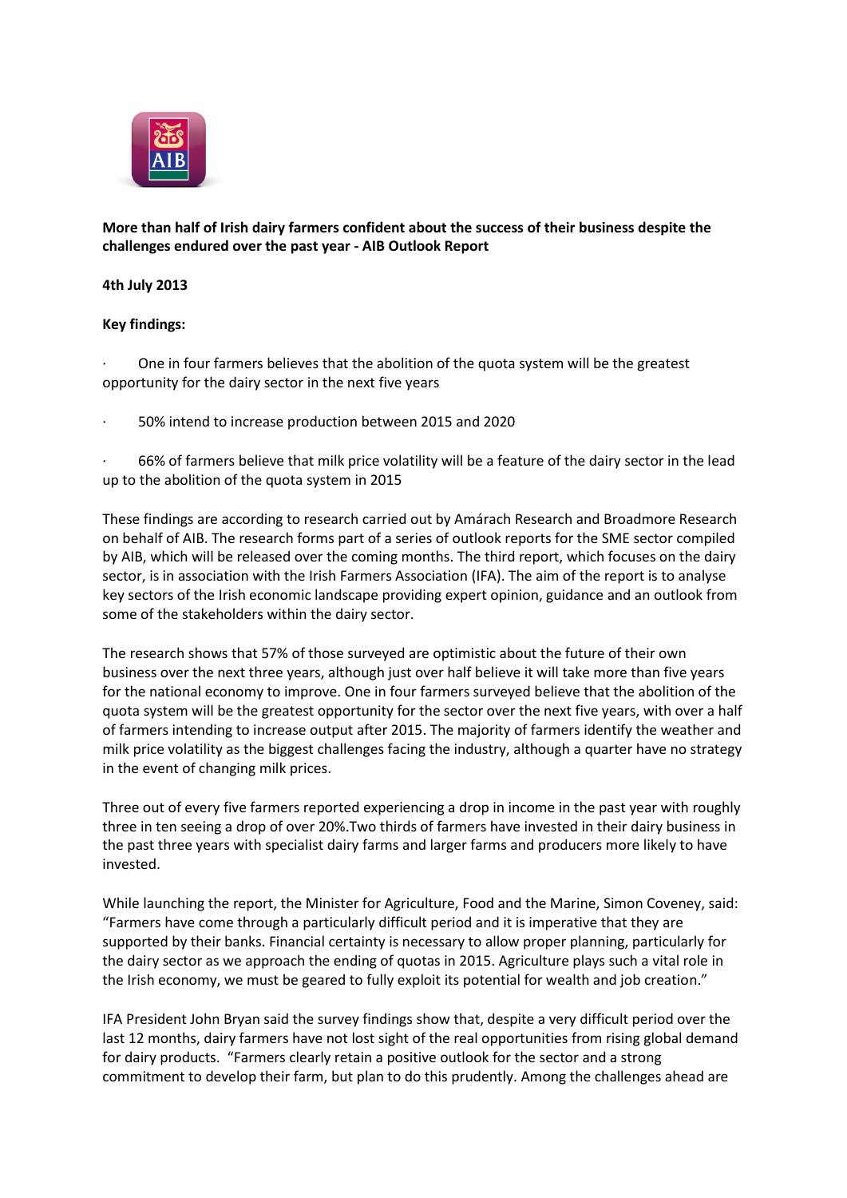**More than half of Irish dairy farmers confident about the success of their business despite the challenges endured over the past year - AIB Outlook Report**

**4th July 2013**

**Key findings:**

- One in four farmers believes that the abolition of the quota system will be the greatest opportunity for the dairy sector in the next five years
- 50% intend to increase production between 2015 and 2020
- 66% of farmers believe that milk price volatility will be a feature of the dairy sector in the lead up to the abolition of the quota system in 2015

These findings are according to research carried out by Amárach Research and Broadmore Research on behalf of AIB. The research forms part of a series of outlook reports for the SME sector compiled by AIB, which will be released over the coming months. The third report, which focuses on the dairy sector, is in association with the Irish Farmers Association (IFA). The aim of the report is to analyse key sectors of the Irish economic landscape providing expert opinion, guidance and an outlook from some of the stakeholders within the dairy sector.

The research shows that 57% of those surveyed are optimistic about the future of their own business over the next three years, although just over half believe it will take more than five years for the national economy to improve. One in four farmers surveyed believe that the abolition of the quota system will be the greatest opportunity for the sector over the next five years, with over a half of farmers intending to increase output after 2015. The majority of farmers identify the weather and milk price volatility as the biggest challenges facing the industry, although a quarter have no strategy in the event of changing milk prices.

Three out of every five farmers reported experiencing a drop in income in the past year with roughly three in ten seeing a drop of over 20%.Two thirds of farmers have invested in their dairy business in the past three years with specialist dairy farms and larger farms and producers more likely to have invested.

While launching the report, the Minister for Agriculture, Food and the Marine, Simon Coveney, said: "Farmers have come through a particularly difficult period and it is imperative that they are supported by their banks. Financial certainty is necessary to allow proper planning, particularly for the dairy sector as we approach the ending of quotas in 2015. Agriculture plays such a vital role in the Irish economy, we must be geared to fully exploit its potential for wealth and job creation."

IFA President John Bryan said the survey findings show that, despite a very difficult period over the last 12 months, dairy farmers have not lost sight of the real opportunities from rising global demand for dairy products. "Farmers clearly retain a positive outlook for the sector and a strong commitment to develop their farm, but plan to do this prudently. Among the challenges ahead are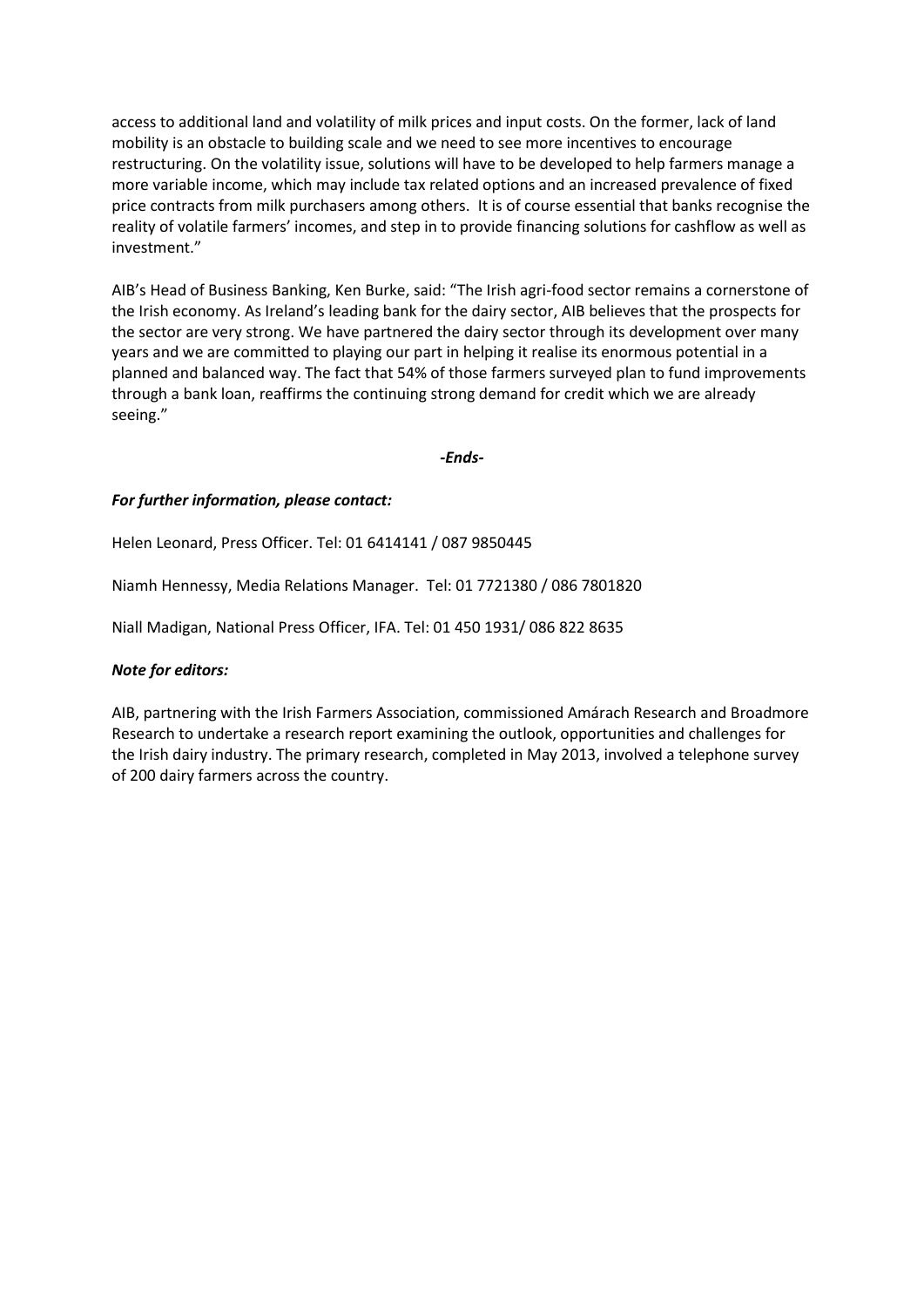access to additional land and volatility of milk prices and input costs. On the former, lack of land mobility is an obstacle to building scale and we need to see more incentives to encourage restructuring. On the volatility issue, solutions will have to be developed to help farmers manage a more variable income, which may include tax related options and an increased prevalence of fixed price contracts from milk purchasers among others. It is of course essential that banks recognise the reality of volatile farmers' incomes, and step in to provide financing solutions for cashflow as well as investment."

AIB's Head of Business Banking, Ken Burke, said: "The Irish agri-food sector remains a cornerstone of the Irish economy. As Ireland's leading bank for the dairy sector, AIB believes that the prospects for the sector are very strong. We have partnered the dairy sector through its development over many years and we are committed to playing our part in helping it realise its enormous potential in a planned and balanced way. The fact that 54% of those farmers surveyed plan to fund improvements through a bank loan, reaffirms the continuing strong demand for credit which we are already seeing."

***-Ends-***

***For further information, please contact:***

Helen Leonard, Press Officer. Tel: 01 6414141 / 087 9850445

Niamh Hennessy, Media Relations Manager. Tel: 01 7721380 / 086 7801820

Niall Madigan, National Press Officer, IFA. Tel: 01 450 1931/ 086 822 8635

***Note for editors:***

AIB, partnering with the Irish Farmers Association, commissioned Amárach Research and Broadmore Research to undertake a research report examining the outlook, opportunities and challenges for the Irish dairy industry. The primary research, completed in May 2013, involved a telephone survey of 200 dairy farmers across the country.